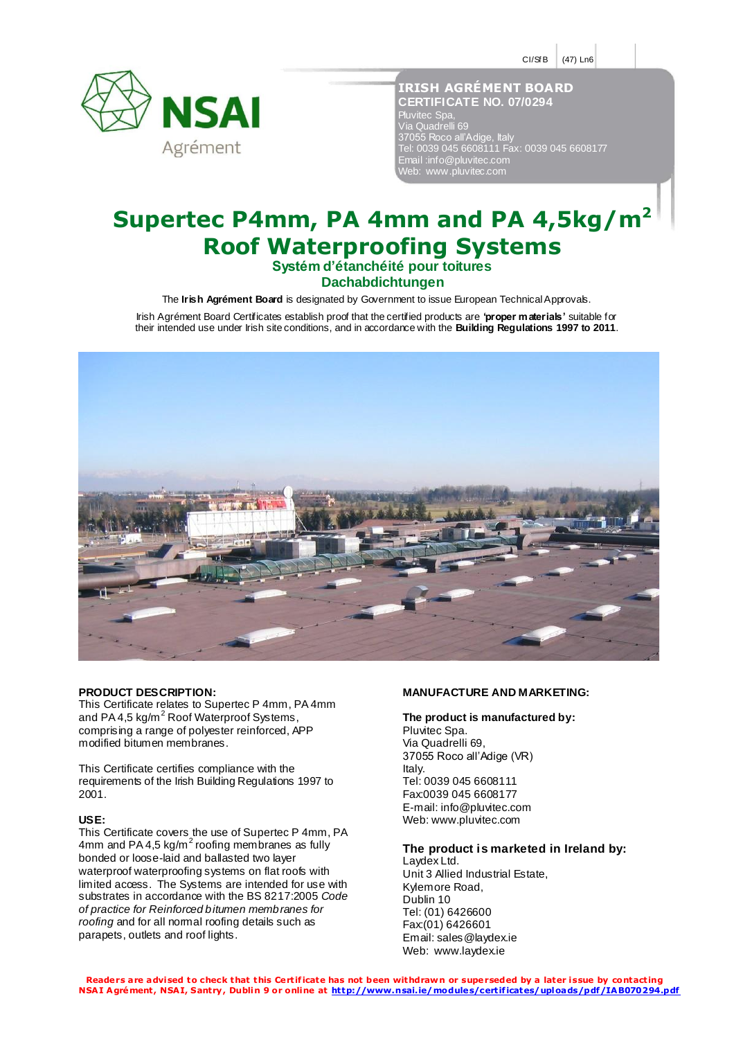CI/SfB (47) Ln6

**IRISH AGRÉMENT BOARD**
**CERTIFICATE NO. 07/0294**
Pluvitec Spa,
Via Quadrelli 69
37055 Roco all'Adige, Italy
Tel: 0039 045 6608111 Fax: 0039 045 6608177
Email :info@pluvitec.com
Web: www.pluvitec.com

# Supertec P4mm, PA 4mm and PA 4,5kg/m$^2$ Roof Waterproofing Systems

## Systém d'étanchéité pour toitures

## Dachabdichtungen

The **Irish Agrément Board** is designated by Government to issue European Technical Approvals.

Irish Agrément Board Certificates establish proof that the certified products are **'proper materials'** suitable for their intended use under Irish site conditions, and in accordance with the **Building Regulations 1997 to 2011**.

### PRODUCT DESCRIPTION:

This Certificate relates to Supertec P 4mm, PA 4mm and PA 4,5 kg/m$^2$ Roof Waterproof Systems, comprising a range of polyester reinforced, APP modified bitumen membranes.

This Certificate certifies compliance with the requirements of the Irish Building Regulations 1997 to 2001.

### USE:

This Certificate covers the use of Supertec P 4mm, PA 4mm and PA 4,5 kg/m$^2$ roofing membranes as fully bonded or loose-laid and ballasted two layer waterproof waterproofing systems on flat roofs with limited access. The Systems are intended for use with substrates in accordance with the BS 8217:2005 *Code of practice for Reinforced bitumen membranes for roofing* and for all normal roofing details such as parapets, outlets and roof lights.

### MANUFACTURE AND MARKETING:

**The product is manufactured by:**
Pluvitec Spa.
Via Quadrelli 69,
37055 Roco all'Adige (VR)
Italy.
Tel: 0039 045 6608111
Fax:0039 045 6608177
E-mail: info@pluvitec.com
Web: www.pluvitec.com

**The product is marketed in Ireland by:**
Laydex Ltd.
Unit 3 Allied Industrial Estate,
Kylemore Road,
Dublin 10
Tel: (01) 6426600
Fax:(01) 6426601
Email: sales@laydex.ie
Web: www.laydex.ie

**Readers are advised to check that this Certificate has not been withdrawn or superseded by a later issue by contacting NSAI Agrément, NSAI, Santry, Dublin 9 or online at http://www.nsai.ie/modules/certificates/uploads/pdf/IAB070294.pdf**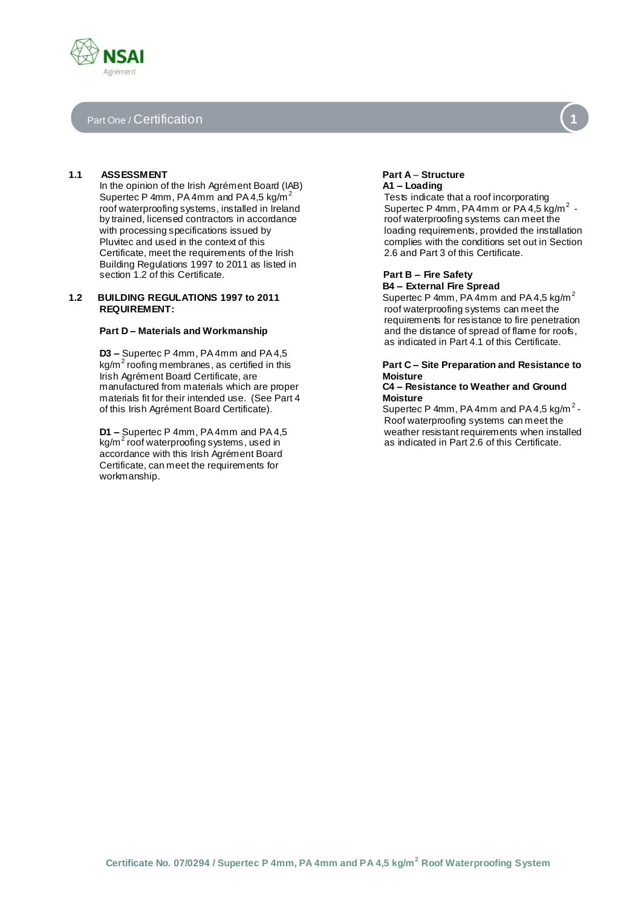# Part One / Certification

### 1.1 ASSESSMENT

In the opinion of the Irish Agrément Board (IAB) Supertec P 4mm, PA 4mm and PA 4,5 $kg/m^2$ roof waterproofing systems, installed in Ireland by trained, licensed contractors in accordance with processing specifications issued by Pluvitec and used in the context of this Certificate, meet the requirements of the Irish Building Regulations 1997 to 2011 as listed in section 1.2 of this Certificate.

### 1.2 BUILDING REGULATIONS 1997 to 2011 REQUIREMENT:

**Part D – Materials and Workmanship**

**D3 –** Supertec P 4mm, PA 4mm and PA 4,5 $kg/m^2$ roofing membranes, as certified in this Irish Agrément Board Certificate, are manufactured from materials which are proper materials fit for their intended use. (See Part 4 of this Irish Agrément Board Certificate).

**D1 –** Supertec P 4mm, PA 4mm and PA 4,5 $kg/m^2$ roof waterproofing systems, used in accordance with this Irish Agrément Board Certificate, can meet the requirements for workmanship.

**Part A – Structure**

**A1 – Loading**

Tests indicate that a roof incorporating Supertec P 4mm, PA 4mm or PA 4,5 $kg/m^2$ - roof waterproofing systems can meet the loading requirements, provided the installation complies with the conditions set out in Section 2.6 and Part 3 of this Certificate.

**Part B – Fire Safety**

**B4 – External Fire Spread**

Supertec P 4mm, PA 4mm and PA 4,5 $kg/m^2$ roof waterproofing systems can meet the requirements for resistance to fire penetration and the distance of spread of flame for roofs, as indicated in Part 4.1 of this Certificate.

**Part C – Site Preparation and Resistance to Moisture**

**C4 – Resistance to Weather and Ground Moisture**

Supertec P 4mm, PA 4mm and PA 4,5 $kg/m^2$ - Roof waterproofing systems can meet the weather resistant requirements when installed as indicated in Part 2.6 of this Certificate.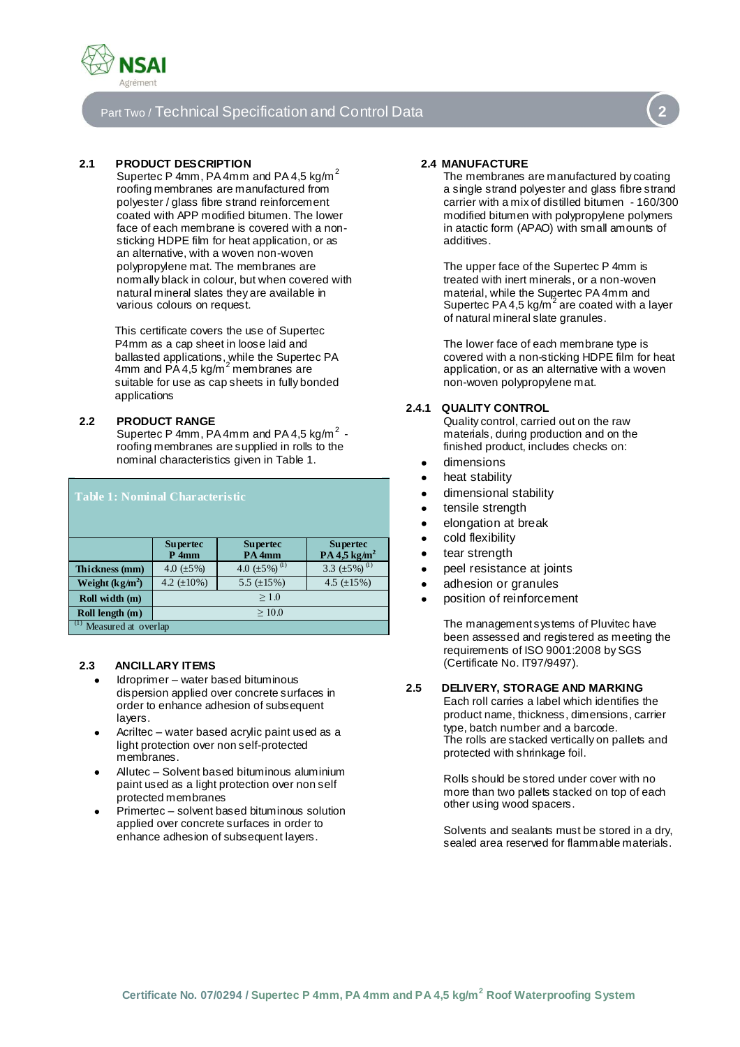## Part Two / Technical Specification and Control Data

### 2.1 PRODUCT DESCRIPTION

Supertec P 4mm, PA 4mm and PA 4,5 kg/m$^2$ roofing membranes are manufactured from polyester / glass fibre strand reinforcement coated with APP modified bitumen. The lower face of each membrane is covered with a non-sticking HDPE film for heat application, or as an alternative, with a woven non-woven polypropylene mat. The membranes are normally black in colour, but when covered with natural mineral slates they are available in various colours on request.

This certificate covers the use of Supertec P4mm as a cap sheet in loose laid and ballasted applications, while the Supertec PA 4mm and PA 4,5 kg/m$^2$ membranes are suitable for use as cap sheets in fully bonded applications

### 2.2 PRODUCT RANGE

Supertec P 4mm, PA 4mm and PA 4,5 kg/m$^2$ - roofing membranes are supplied in rolls to the nominal characteristics given in Table 1.

**Table 1: Nominal Characteristic**

| | Supertec P 4mm | Supertec PA 4mm | Supertec PA 4,5 kg/m$^2$ |
|---|---|---|---|
| **Thickness (mm)** | 4.0 (±5%) | 4.0 (±5%) [1] | 3.3 (±5%) [1] |
| **Weight (kg/m$^2$)** | 4.2 (±10%) | 5.5 (±15%) | 4.5 (±15%) |
| **Roll width (m)** | ≥ 1.0 | | |
| **Roll length (m)** | ≥ 10.0 | | |

[1] Measured at overlap

### 2.3 ANCILLARY ITEMS

- Idroprimer – water based bituminous dispersion applied over concrete surfaces in order to enhance adhesion of subsequent layers.
- Acriltec – water based acrylic paint used as a light protection over non self-protected membranes.
- Allutec – Solvent based bituminous aluminium paint used as a light protection over non self protected membranes
- Primertec – solvent based bituminous solution applied over concrete surfaces in order to enhance adhesion of subsequent layers.

### 2.4 MANUFACTURE

The membranes are manufactured by coating a single strand polyester and glass fibre strand carrier with a mix of distilled bitumen - 160/300 modified bitumen with polypropylene polymers in atactic form (APAO) with small amounts of additives.

The upper face of the Supertec P 4mm is treated with inert minerals, or a non-woven material, while the Supertec PA 4mm and Supertec PA 4,5 kg/m$^2$ are coated with a layer of natural mineral slate granules.

The lower face of each membrane type is covered with a non-sticking HDPE film for heat application, or as an alternative with a woven non-woven polypropylene mat.

### 2.4.1 QUALITY CONTROL

Quality control, carried out on the raw materials, during production and on the finished product, includes checks on:

- dimensions
- heat stability
- dimensional stability
- tensile strength
- elongation at break
- cold flexibility
- tear strength
- peel resistance at joints
- adhesion or granules
- position of reinforcement

The management systems of Pluvitec have been assessed and registered as meeting the requirements of ISO 9001:2008 by SGS (Certificate No. IT97/9497).

### 2.5 DELIVERY, STORAGE AND MARKING

Each roll carries a label which identifies the product name, thickness, dimensions, carrier type, batch number and a barcode.
The rolls are stacked vertically on pallets and protected with shrinkage foil.

Rolls should be stored under cover with no more than two pallets stacked on top of each other using wood spacers.

Solvents and sealants must be stored in a dry, sealed area reserved for flammable materials.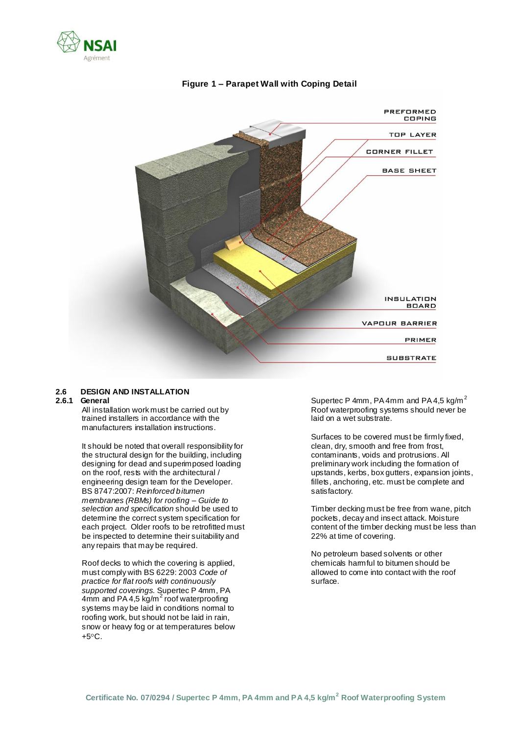**Figure 1 – Parapet Wall with Coping Detail**

PREFORMED COPING

TOP LAYER

CORNER FILLET

BASE SHEET

INSULATION BOARD

VAPOUR BARRIER

PRIMER

SUBSTRATE

## 2.6 DESIGN AND INSTALLATION

### 2.6.1 General

All installation work must be carried out by trained installers in accordance with the manufacturers installation instructions.

It should be noted that overall responsibility for the structural design for the building, including designing for dead and superimposed loading on the roof, rests with the architectural / engineering design team for the Developer. BS 8747:2007: *Reinforced bitumen membranes (RBMs) for roofing – Guide to selection and specification* should be used to determine the correct system specification for each project. Older roofs to be retrofitted must be inspected to determine their suitability and any repairs that may be required.

Roof decks to which the covering is applied, must comply with BS 6229: 2003 *Code of practice for flat roofs with continuously supported coverings*. Supertec P 4mm, PA 4mm and PA 4,5 kg/m$^2$ roof waterproofing systems may be laid in conditions normal to roofing work, but should not be laid in rain, snow or heavy fog or at temperatures below +5°C. Supertec P 4mm, PA 4mm and PA 4,5 kg/m$^2$ Roof waterproofing systems should never be laid on a wet substrate.

Surfaces to be covered must be firmly fixed, clean, dry, smooth and free from frost, contaminants, voids and protrusions. All preliminary work including the formation of upstands, kerbs, box gutters, expansion joints, fillets, anchoring, etc. must be complete and satisfactory.

Timber decking must be free from wane, pitch pockets, decay and insect attack. Moisture content of the timber decking must be less than 22% at time of covering.

No petroleum based solvents or other chemicals harmful to bitumen should be allowed to come into contact with the roof surface.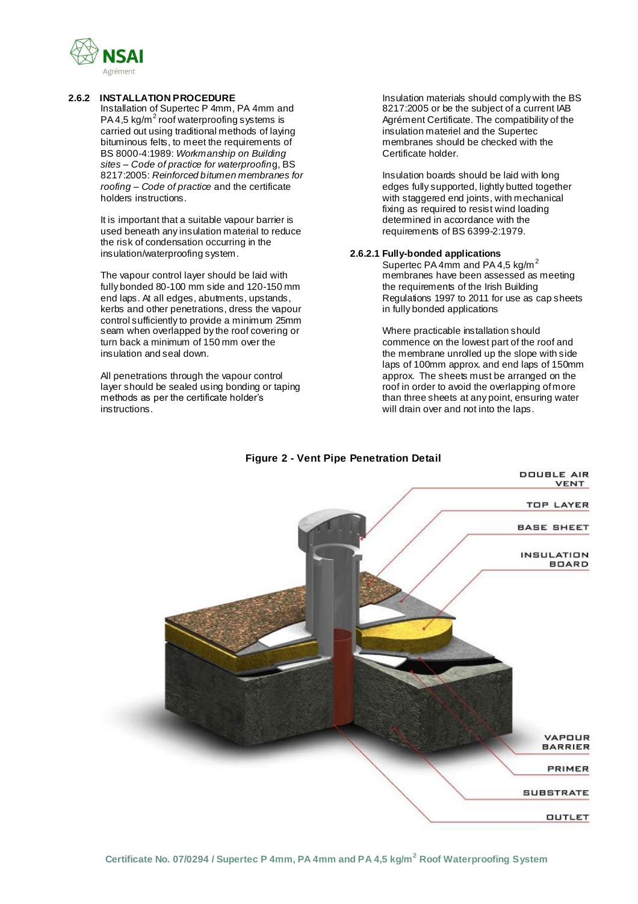### 2.6.2 INSTALLATION PROCEDURE

Installation of Supertec P 4mm, PA 4mm and PA 4,5 kg/m$^2$ roof waterproofing systems is carried out using traditional methods of laying bituminous felts, to meet the requirements of BS 8000-4:1989: *Workmanship on Building sites – Code of practice for waterproofin*g, BS 8217:2005: *Reinforced bitumen membranes for roofing – Code of practice* and the certificate holders instructions.

It is important that a suitable vapour barrier is used beneath any insulation material to reduce the risk of condensation occurring in the insulation/waterproofing system.

The vapour control layer should be laid with fully bonded 80-100 mm side and 120-150 mm end laps. At all edges, abutments, upstands, kerbs and other penetrations, dress the vapour control sufficiently to provide a minimum 25mm seam when overlapped by the roof covering or turn back a minimum of 150 mm over the insulation and seal down.

All penetrations through the vapour control layer should be sealed using bonding or taping methods as per the certificate holder's instructions.

Insulation materials should comply with the BS 8217:2005 or be the subject of a current IAB Agrément Certificate. The compatibility of the insulation materiel and the Supertec membranes should be checked with the Certificate holder.

Insulation boards should be laid with long edges fully supported, lightly butted together with staggered end joints, with mechanical fixing as required to resist wind loading determined in accordance with the requirements of BS 6399-2:1979.

#### 2.6.2.1 Fully-bonded applications

Supertec PA 4mm and PA 4,5 kg/m$^2$ membranes have been assessed as meeting the requirements of the Irish Building Regulations 1997 to 2011 for use as cap sheets in fully bonded applications

Where practicable installation should commence on the lowest part of the roof and the membrane unrolled up the slope with side laps of 100mm approx. and end laps of 150mm approx. The sheets must be arranged on the roof in order to avoid the overlapping of more than three sheets at any point, ensuring water will drain over and not into the laps.

**Figure 2 - Vent Pipe Penetration Detail**

DOUBLE AIR VENT
TOP LAYER
BASE SHEET
INSULATION BOARD
VAPOUR BARRIER
PRIMER
SUBSTRATE
OUTLET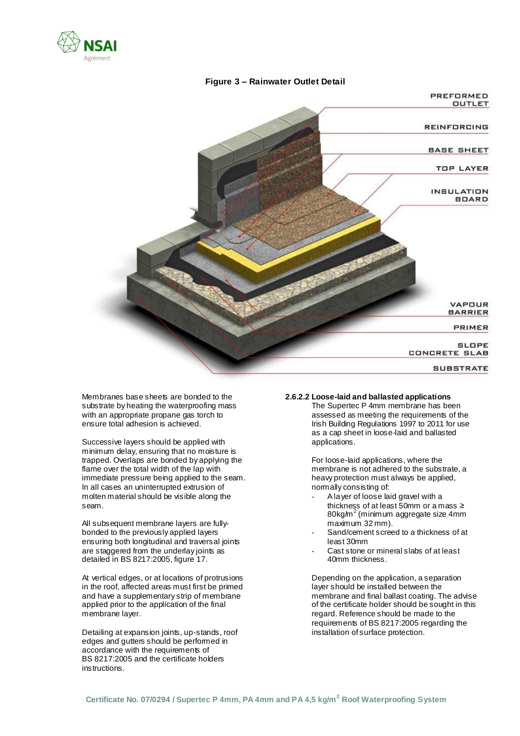**Figure 3 – Rainwater Outlet Detail**

PREFORMED OUTLET

REINFORCING

BASE SHEET

TOP LAYER

INSULATION BOARD

VAPOUR BARRIER

PRIMER

SLOPE CONCRETE SLAB

SUBSTRATE

Membranes base sheets are bonded to the substrate by heating the waterproofing mass with an appropriate propane gas torch to ensure total adhesion is achieved.

Successive layers should be applied with minimum delay, ensuring that no moisture is trapped. Overlaps are bonded by applying the flame over the total width of the lap with immediate pressure being applied to the seam. In all cases an uninterrupted extrusion of molten material should be visible along the seam.

All subsequent membrane layers are fully-bonded to the previously applied layers ensuring both longitudinal and traversal joints are staggered from the underlay joints as detailed in BS 8217:2005, figure 17.

At vertical edges, or at locations of protrusions in the roof, affected areas must first be primed and have a supplementary strip of membrane applied prior to the application of the final membrane layer.

Detailing at expansion joints, up-stands, roof edges and gutters should be performed in accordance with the requirements of BS 8217:2005 and the certificate holders instructions.

**2.6.2.2 Loose-laid and ballasted applications**

The Supertec P 4mm membrane has been assessed as meeting the requirements of the Irish Building Regulations 1997 to 2011 for use as a cap sheet in loose-laid and ballasted applications.

For loose-laid applications, where the membrane is not adhered to the substrate, a heavy protection must always be applied, normally consisting of:

- A layer of loose laid gravel with a thickness of at least 50mm or a mass ≥ 80kg/m$^2$ (minimum aggregate size 4mm maximum 32 mm).
- Sand/cement screed to a thickness of at least 30mm
- Cast stone or mineral slabs of at least 40mm thickness.

Depending on the application, a separation layer should be installed between the membrane and final ballast coating. The advise of the certificate holder should be sought in this regard. Reference should be made to the requirements of BS 8217:2005 regarding the installation of surface protection.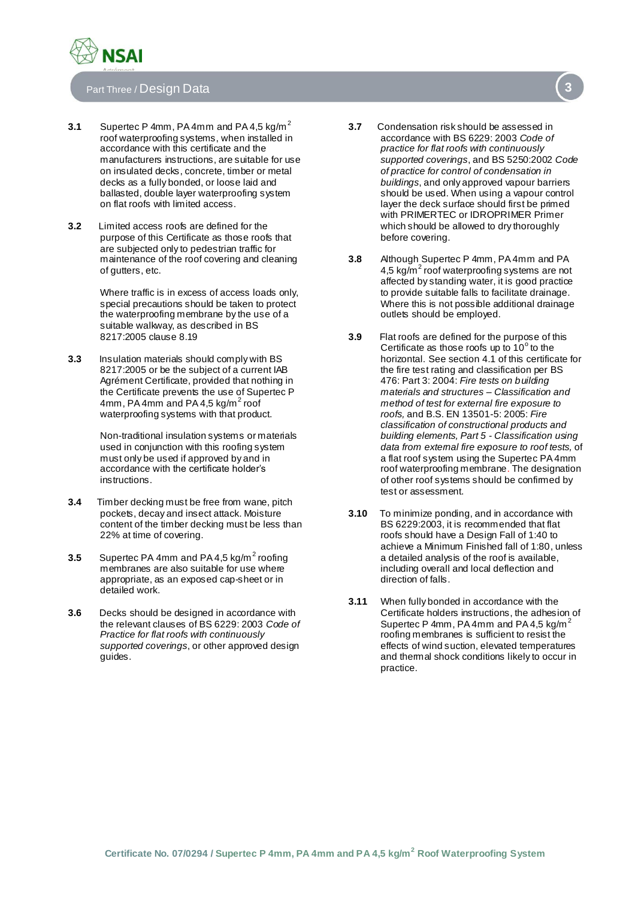## Part Three / Design Data

**3.1** Supertec P 4mm, PA 4mm and PA 4,5 kg/m$^2$ roof waterproofing systems, when installed in accordance with this certificate and the manufacturers instructions, are suitable for use on insulated decks, concrete, timber or metal decks as a fully bonded, or loose laid and ballasted, double layer waterproofing system on flat roofs with limited access.

**3.2** Limited access roofs are defined for the purpose of this Certificate as those roofs that are subjected only to pedestrian traffic for maintenance of the roof covering and cleaning of gutters, etc.

Where traffic is in excess of access loads only, special precautions should be taken to protect the waterproofing membrane by the use of a suitable walkway, as described in BS 8217:2005 clause 8.19

**3.3** Insulation materials should comply with BS 8217:2005 or be the subject of a current IAB Agrément Certificate, provided that nothing in the Certificate prevents the use of Supertec P 4mm, PA 4mm and PA 4,5 kg/m$^2$ roof waterproofing systems with that product.

Non-traditional insulation systems or materials used in conjunction with this roofing system must only be used if approved by and in accordance with the certificate holder's instructions.

**3.4** Timber decking must be free from wane, pitch pockets, decay and insect attack. Moisture content of the timber decking must be less than 22% at time of covering.

**3.5** Supertec PA 4mm and PA 4,5 kg/m$^2$ roofing membranes are also suitable for use where appropriate, as an exposed cap-sheet or in detailed work.

**3.6** Decks should be designed in accordance with the relevant clauses of BS 6229: 2003 *Code of Practice for flat roofs with continuously supported coverings*, or other approved design guides.

**3.7** Condensation risk should be assessed in accordance with BS 6229: 2003 *Code of practice for flat roofs with continuously supported coverings*, and BS 5250:2002 *Code of practice for control of condensation in buildings*, and only approved vapour barriers should be used. When using a vapour control layer the deck surface should first be primed with PRIMERTEC or IDROPRIMER Primer which should be allowed to dry thoroughly before covering.

**3.8** Although Supertec P 4mm, PA 4mm and PA 4,5 kg/m$^2$ roof waterproofing systems are not affected by standing water, it is good practice to provide suitable falls to facilitate drainage. Where this is not possible additional drainage outlets should be employed.

**3.9** Flat roofs are defined for the purpose of this Certificate as those roofs up to $10^{\circ}$ to the horizontal. See section 4.1 of this certificate for the fire test rating and classification per BS 476: Part 3: 2004: *Fire tests on building materials and structures – Classification and method of test for external fire exposure to roofs,* and B.S. EN 13501-5: 2005: *Fire classification of constructional products and building elements, Part 5 - Classification using data from external fire exposure to roof tests,* of a flat roof system using the Supertec PA 4mm roof waterproofing membrane. The designation of other roof systems should be confirmed by test or assessment.

**3.10** To minimize ponding, and in accordance with BS 6229:2003, it is recommended that flat roofs should have a Design Fall of 1:40 to achieve a Minimum Finished fall of 1:80, unless a detailed analysis of the roof is available, including overall and local deflection and direction of falls.

**3.11** When fully bonded in accordance with the Certificate holders instructions, the adhesion of Supertec P 4mm, PA 4mm and PA 4,5 kg/m$^2$ roofing membranes is sufficient to resist the effects of wind suction, elevated temperatures and thermal shock conditions likely to occur in practice.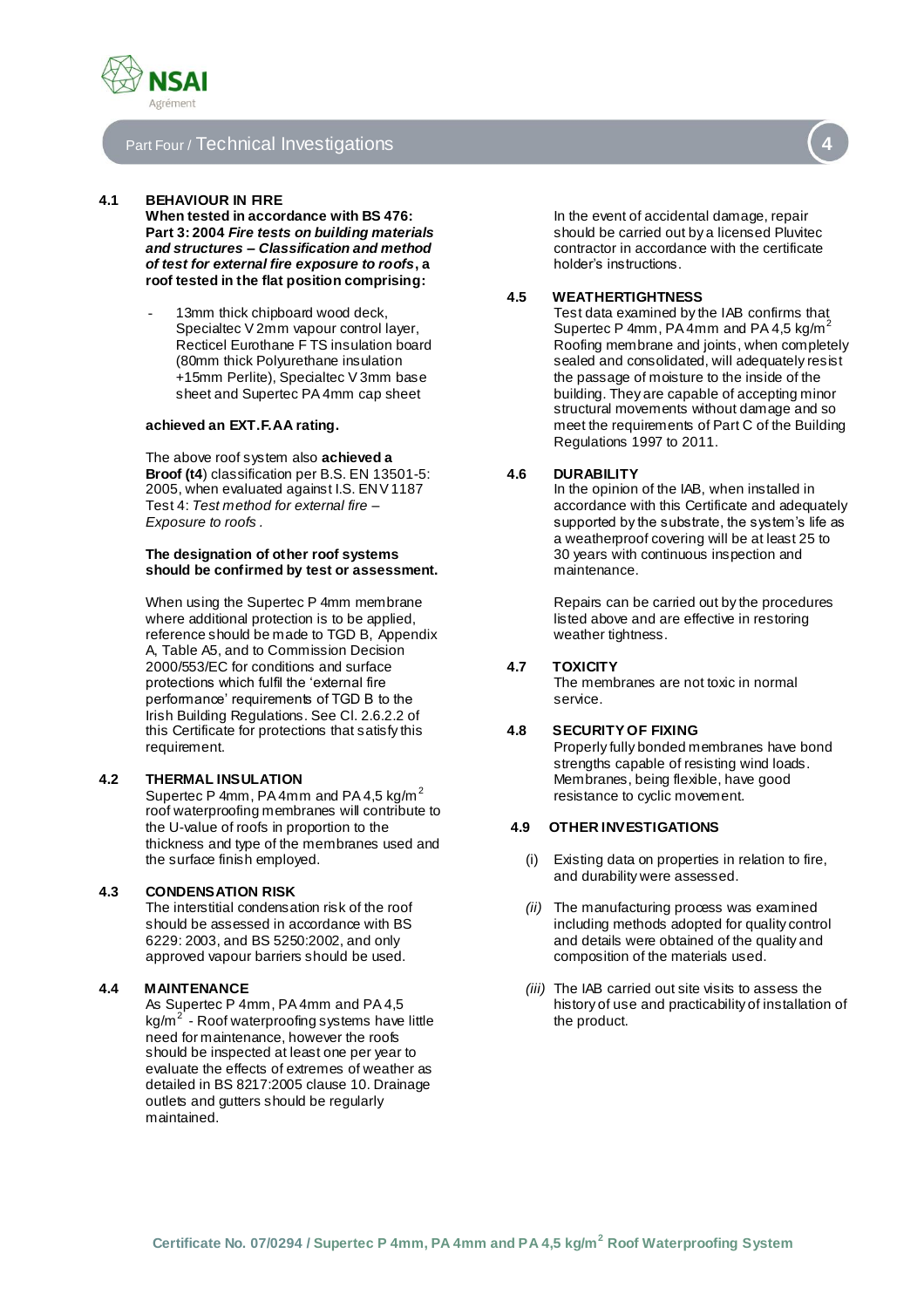## Part Four / Technical Investigations

### 4.1 BEHAVIOUR IN FIRE

**When tested in accordance with BS 476: Part 3: 2004 *Fire tests on building materials and structures – Classification and method of test for external fire exposure to roofs*, a roof tested in the flat position comprising:**

- 13mm thick chipboard wood deck, Specialtec V 2mm vapour control layer, Recticel Eurothane F TS insulation board (80mm thick Polyurethane insulation +15mm Perlite), Specialtec V 3mm base sheet and Supertec PA 4mm cap sheet

**achieved an EXT.F.AA rating.**

The above roof system also **achieved a Broof (t4**) classification per B.S. EN 13501-5: 2005, when evaluated against I.S. ENV 1187 Test 4: *Test method for external fire – Exposure to roofs*.

**The designation of other roof systems should be confirmed by test or assessment.**

When using the Supertec P 4mm membrane where additional protection is to be applied, reference should be made to TGD B, Appendix A, Table A5, and to Commission Decision 2000/553/EC for conditions and surface protections which fulfil the 'external fire performance' requirements of TGD B to the Irish Building Regulations. See Cl. 2.6.2.2 of this Certificate for protections that satisfy this requirement.

### 4.2 THERMAL INSULATION

Supertec P 4mm, PA 4mm and PA 4,5 kg/m$^2$ roof waterproofing membranes will contribute to the U-value of roofs in proportion to the thickness and type of the membranes used and the surface finish employed.

### 4.3 CONDENSATION RISK

The interstitial condensation risk of the roof should be assessed in accordance with BS 6229: 2003, and BS 5250:2002, and only approved vapour barriers should be used.

### 4.4 MAINTENANCE

As Supertec P 4mm, PA 4mm and PA 4,5 kg/m$^2$ - Roof waterproofing systems have little need for maintenance, however the roofs should be inspected at least one per year to evaluate the effects of extremes of weather as detailed in BS 8217:2005 clause 10. Drainage outlets and gutters should be regularly maintained.

In the event of accidental damage, repair should be carried out by a licensed Pluvitec contractor in accordance with the certificate holder's instructions.

### 4.5 WEATHERTIGHTNESS

Test data examined by the IAB confirms that Supertec P 4mm, PA 4mm and PA 4,5 kg/m$^2$ Roofing membrane and joints, when completely sealed and consolidated, will adequately resist the passage of moisture to the inside of the building. They are capable of accepting minor structural movements without damage and so meet the requirements of Part C of the Building Regulations 1997 to 2011.

### 4.6 DURABILITY

In the opinion of the IAB, when installed in accordance with this Certificate and adequately supported by the substrate, the system's life as a weatherproof covering will be at least 25 to 30 years with continuous inspection and maintenance.

Repairs can be carried out by the procedures listed above and are effective in restoring weather tightness.

### 4.7 TOXICITY

The membranes are not toxic in normal service.

### 4.8 SECURITY OF FIXING

Properly fully bonded membranes have bond strengths capable of resisting wind loads. Membranes, being flexible, have good resistance to cyclic movement.

### 4.9 OTHER INVESTIGATIONS

(i) Existing data on properties in relation to fire, and durability were assessed.

*(ii)* The manufacturing process was examined including methods adopted for quality control and details were obtained of the quality and composition of the materials used.

*(iii)* The IAB carried out site visits to assess the history of use and practicability of installation of the product.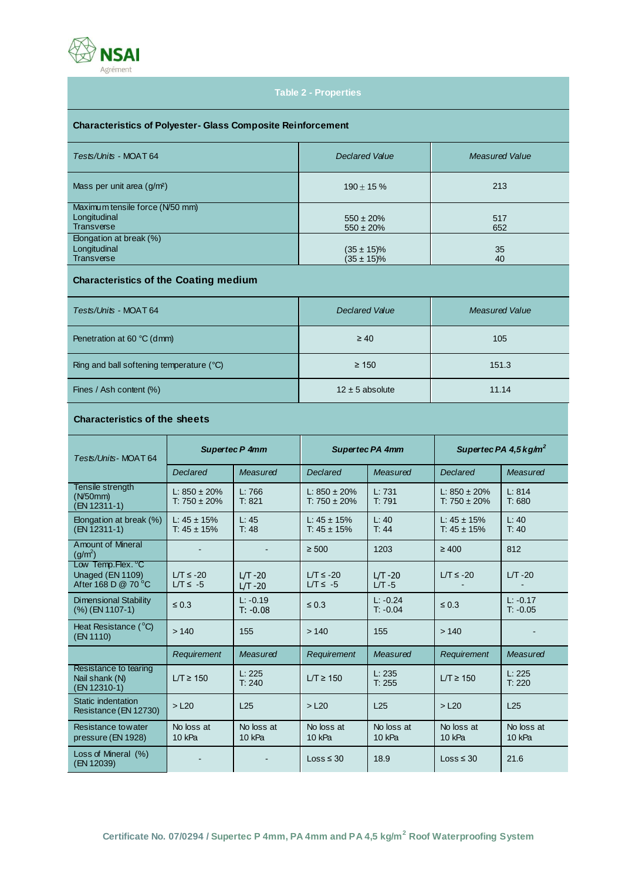## Table 2 - Properties

### Characteristics of Polyester- Glass Composite Reinforcement

| *Tests/Units* - MOAT 64 | *Declared Value* | *Measured Value* |
|---|---|---|
| Mass per unit area (g/m²) | 190 ± 15 % | 213 |
| Maximum tensile force (N/50 mm)<br>Longitudinal<br>Transverse | <br>550 ± 20%<br>550 ± 20% | <br>517<br>652 |
| Elongation at break (%)<br>Longitudinal<br>Transverse | <br>(35 ± 15)%<br>(35 ± 15)% | <br>35<br>40 |

### Characteristics of the Coating medium

| *Tests/Units* - MOAT 64 | *Declared Value* | *Measured Value* |
|---|---|---|
| Penetration at 60 °C (dmm) | ≥ 40 | 105 |
| Ring and ball softening temperature (°C) | ≥ 150 | 151.3 |
| Fines / Ash content (%) | 12 ± 5 absolute | 11.14 |

### Characteristics of the sheets

| *Tests/Units* - MOAT 64 | *Supertec P 4mm* | | *Supertec PA 4mm* | | *Supertec PA 4,5 kg/m²* | |
|---|---|---|---|---|---|---|
| | *Declared* | *Measured* | *Declared* | *Measured* | *Declared* | *Measured* |
| Tensile strength (N/50mm) (EN 12311-1) | L: 850 ± 20%<br>T: 750 ± 20% | L: 766<br>T: 821 | L: 850 ± 20%<br>T: 750 ± 20% | L: 731<br>T: 791 | L: 850 ± 20%<br>T: 750 ± 20% | L: 814<br>T: 680 |
| Elongation at break (%) (EN 12311-1) | L: 45 ± 15%<br>T: 45 ± 15% | L: 45<br>T: 48 | L: 45 ± 15%<br>T: 45 ± 15% | L: 40<br>T: 44 | L: 45 ± 15%<br>T: 45 ± 15% | L: 40<br>T: 40 |
| Amount of Mineral (g/m²) | - | - | ≥ 500 | 1203 | ≥ 400 | 812 |
| Low Temp.Flex. °C<br>Unaged (EN 1109)<br>After 168 D @ 70 °C | <br>L/T ≤ -20<br>L/T ≤ -5 | <br>L/T -20<br>L/T -20 | <br>L/T ≤ -20<br>L/T ≤ -5 | <br>L/T -20<br>L/T -5 | <br>L/T ≤ -20<br>- | <br>L/T -20<br>- |
| Dimensional Stability (%) (EN 1107-1) | ≤ 0.3 | L: -0.19<br>T: -0.08 | ≤ 0.3 | L: -0.24<br>T: -0.04 | ≤ 0.3 | L: -0.17<br>T: -0.05 |
| Heat Resistance (°C) (EN 1110) | > 140 | 155 | > 140 | 155 | > 140 | - |
| | *Requirement* | *Measured* | *Requirement* | *Measured* | *Requirement* | *Measured* |
| Resistance to tearing Nail shank (N) (EN 12310-1) | L/T ≥ 150 | L: 225<br>T: 240 | L/T ≥ 150 | L: 235<br>T: 255 | L/T ≥ 150 | L: 225<br>T: 220 |
| Static indentation Resistance (EN 12730) | > L20 | L25 | > L20 | L25 | > L20 | L25 |
| Resistance to water pressure (EN 1928) | No loss at 10 kPa | No loss at 10 kPa | No loss at 10 kPa | No loss at 10 kPa | No loss at 10 kPa | No loss at 10 kPa |
| Loss of Mineral (%) (EN 12039) | - | - | Loss ≤ 30 | 18.9 | Loss ≤ 30 | 21.6 |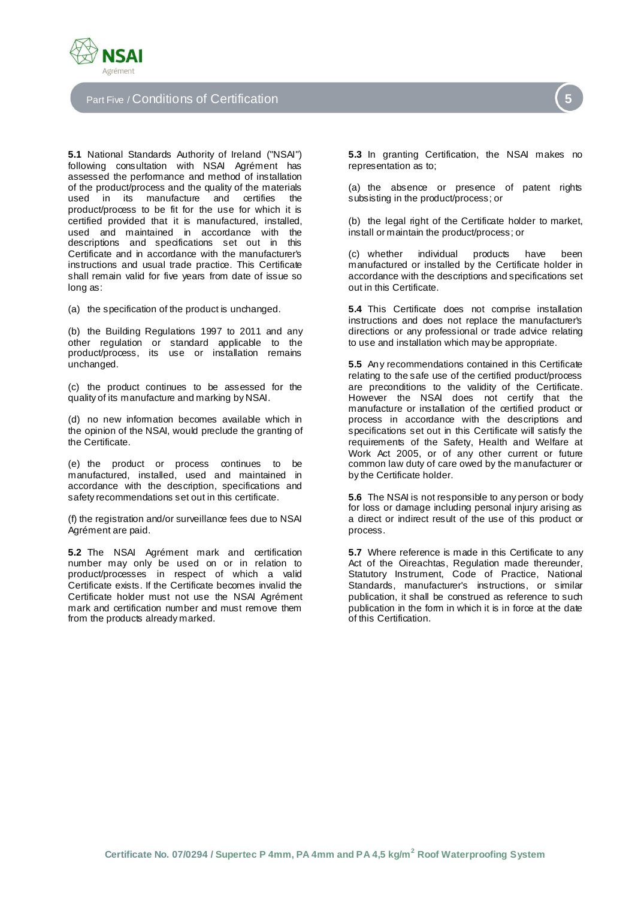## Part Five / Conditions of Certification

**5.1** National Standards Authority of Ireland ("NSAI") following consultation with NSAI Agrément has assessed the performance and method of installation of the product/process and the quality of the materials used in its manufacture and certifies the product/process to be fit for the use for which it is certified provided that it is manufactured, installed, used and maintained in accordance with the descriptions and specifications set out in this Certificate and in accordance with the manufacturer's instructions and usual trade practice. This Certificate shall remain valid for five years from date of issue so long as:

(a) the specification of the product is unchanged.

(b) the Building Regulations 1997 to 2011 and any other regulation or standard applicable to the product/process, its use or installation remains unchanged.

(c) the product continues to be assessed for the quality of its manufacture and marking by NSAI.

(d) no new information becomes available which in the opinion of the NSAI, would preclude the granting of the Certificate.

(e) the product or process continues to be manufactured, installed, used and maintained in accordance with the description, specifications and safety recommendations set out in this certificate.

(f) the registration and/or surveillance fees due to NSAI Agrément are paid.

**5.2** The NSAI Agrément mark and certification number may only be used on or in relation to product/processes in respect of which a valid Certificate exists. If the Certificate becomes invalid the Certificate holder must not use the NSAI Agrément mark and certification number and must remove them from the products already marked.

**5.3** In granting Certification, the NSAI makes no representation as to;

(a) the absence or presence of patent rights subsisting in the product/process; or

(b) the legal right of the Certificate holder to market, install or maintain the product/process; or

(c) whether individual products have been manufactured or installed by the Certificate holder in accordance with the descriptions and specifications set out in this Certificate.

**5.4** This Certificate does not comprise installation instructions and does not replace the manufacturer's directions or any professional or trade advice relating to use and installation which may be appropriate.

**5.5** Any recommendations contained in this Certificate relating to the safe use of the certified product/process are preconditions to the validity of the Certificate. However the NSAI does not certify that the manufacture or installation of the certified product or process in accordance with the descriptions and specifications set out in this Certificate will satisfy the requirements of the Safety, Health and Welfare at Work Act 2005, or of any other current or future common law duty of care owed by the manufacturer or by the Certificate holder.

**5.6** The NSAI is not responsible to any person or body for loss or damage including personal injury arising as a direct or indirect result of the use of this product or process.

**5.7** Where reference is made in this Certificate to any Act of the Oireachtas, Regulation made thereunder, Statutory Instrument, Code of Practice, National Standards, manufacturer's instructions, or similar publication, it shall be construed as reference to such publication in the form in which it is in force at the date of this Certification.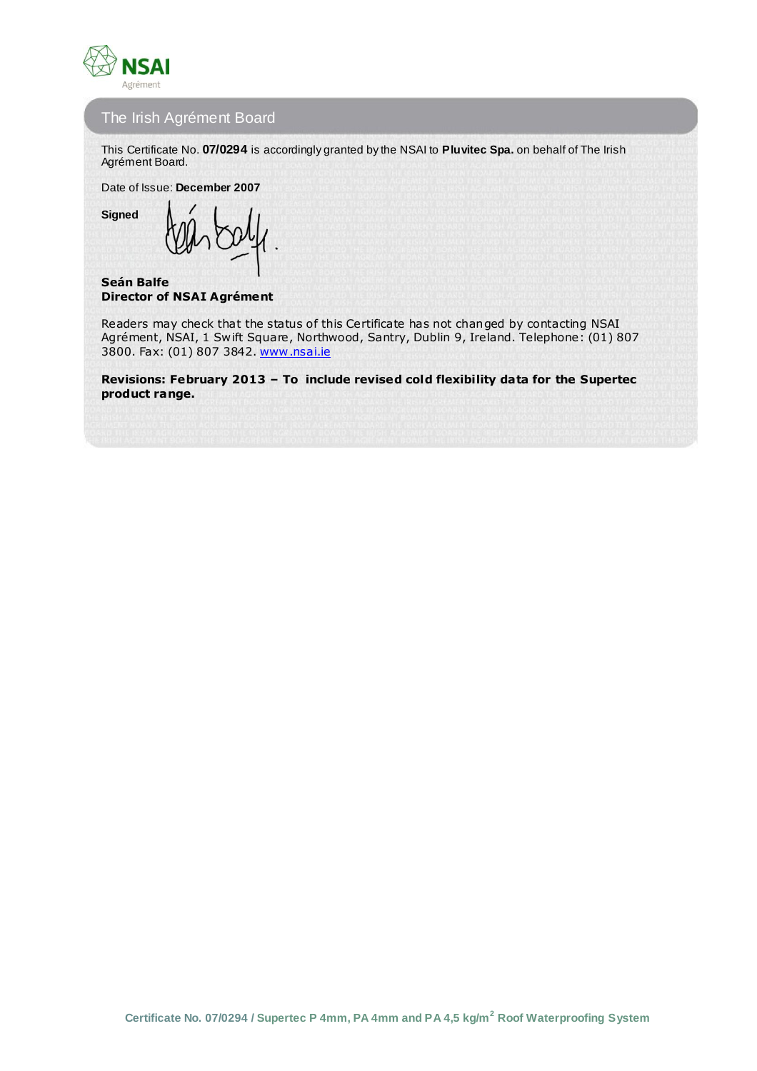## The Irish Agrément Board

This Certificate No. **07/0294** is accordingly granted by the NSAI to **Pluvitec Spa.** on behalf of The Irish Agrément Board.

Date of Issue: **December 2007**

**Signed**

**Seán Balfe**
**Director of NSAI Agrément**

Readers may check that the status of this Certificate has not changed by contacting NSAI Agrément, NSAI, 1 Swift Square, Northwood, Santry, Dublin 9, Ireland. Telephone: (01) 807 3800. Fax: (01) 807 3842. www.nsai.ie

**Revisions: February 2013 – To include revised cold flexibility data for the Supertec product range.**